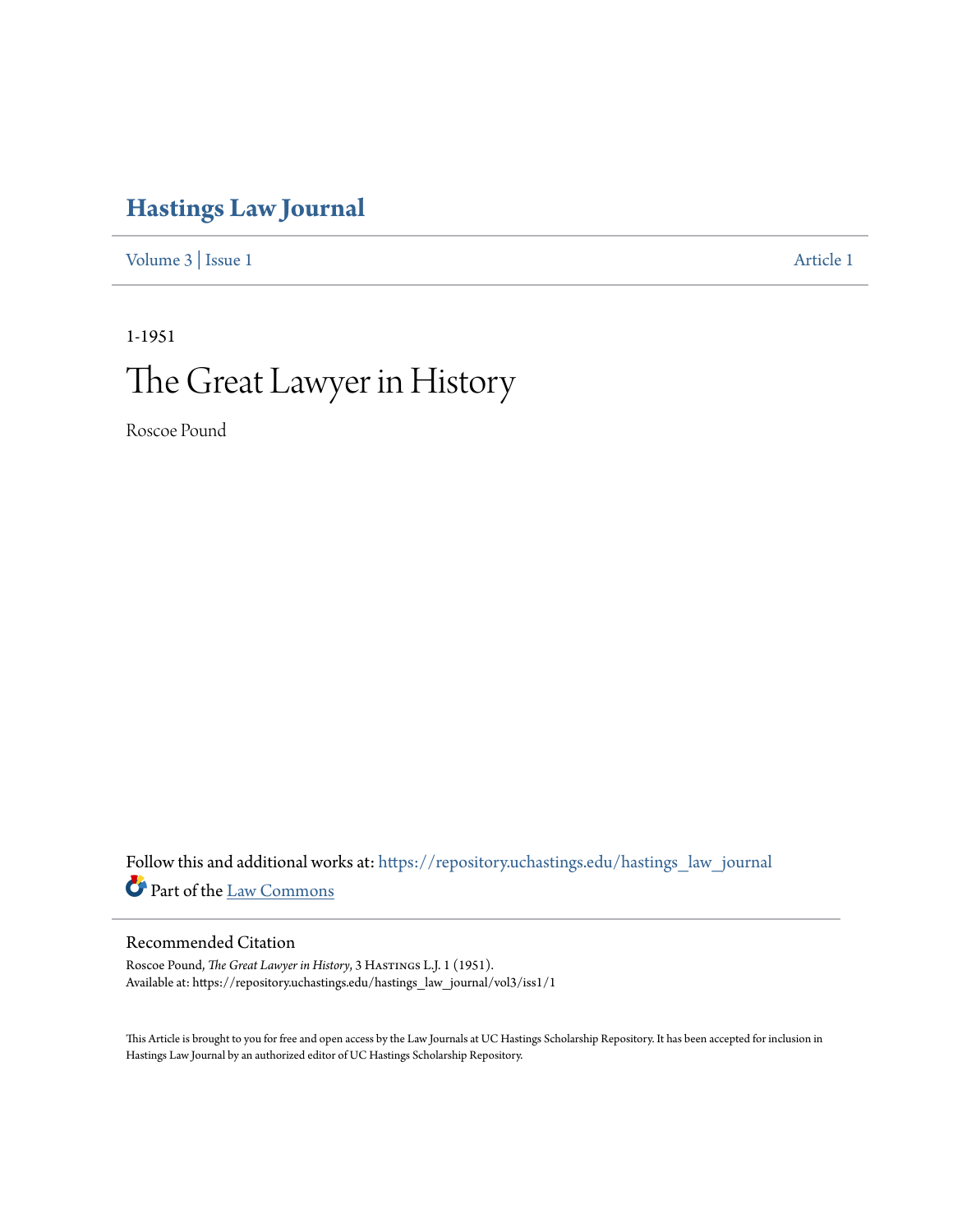# Hastings Law Journal

Volume 3 | Issue 1 Article 1

1-1951

# The Great Lawyer in History

Roscoe Pound

Follow this and additional works at: https://repository.uchastings.edu/hastings_law_journal

Part of the Law Commons

## Recommended Citation

Roscoe Pound, *The Great Lawyer in History*, 3 Hastings L.J. 1 (1951).
Available at: https://repository.uchastings.edu/hastings_law_journal/vol3/iss1/1

This Article is brought to you for free and open access by the Law Journals at UC Hastings Scholarship Repository. It has been accepted for inclusion in Hastings Law Journal by an authorized editor of UC Hastings Scholarship Repository.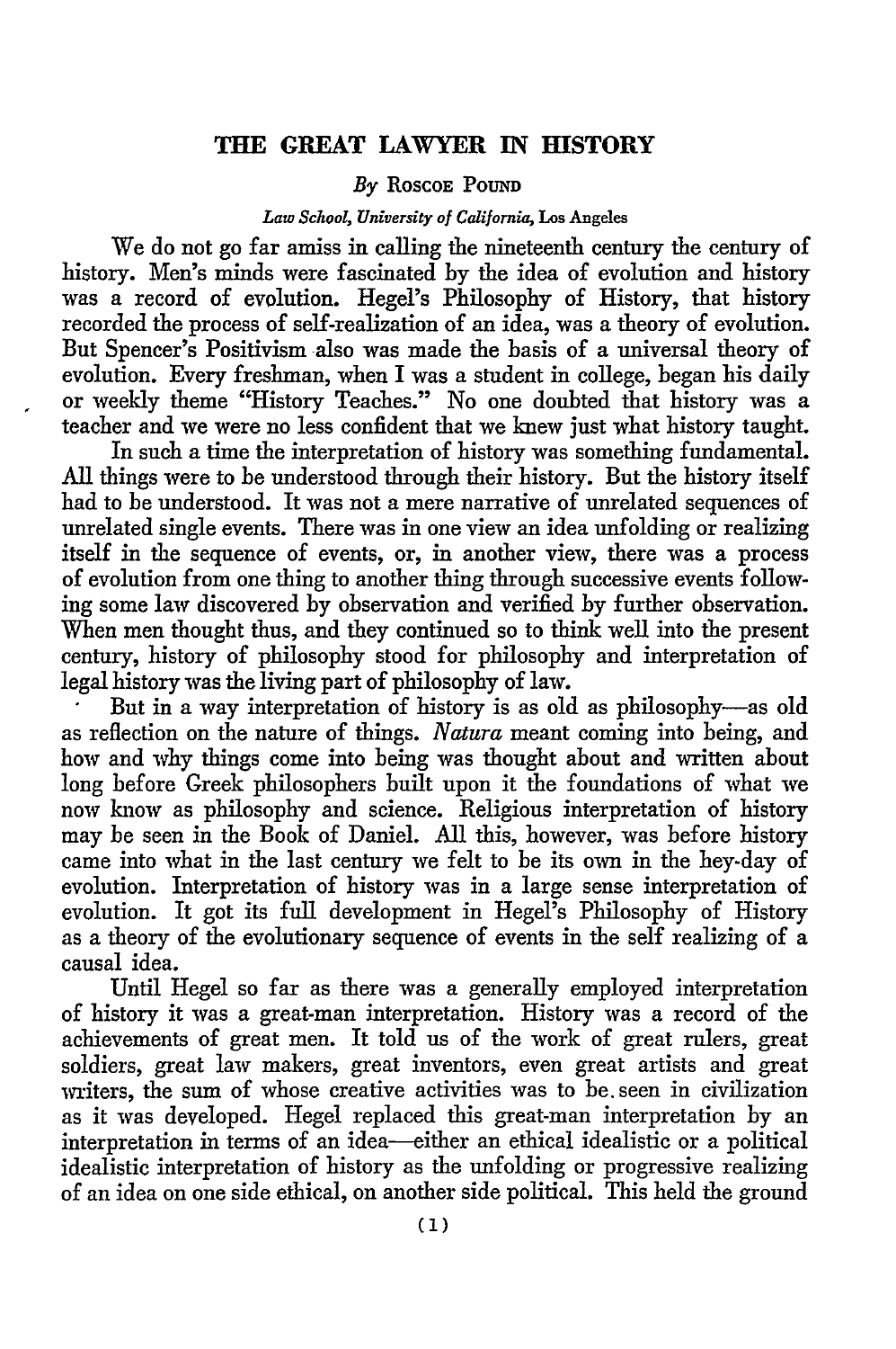# THE GREAT LAWYER IN HISTORY

*By* Roscoe Pound

*Law School, University of California,* Los Angeles

We do not go far amiss in calling the nineteenth century the century of history. Men's minds were fascinated by the idea of evolution and history was a record of evolution. Hegel's Philosophy of History, that history recorded the process of self-realization of an idea, was a theory of evolution. But Spencer's Positivism also was made the basis of a universal theory of evolution. Every freshman, when I was a student in college, began his daily or weekly theme "History Teaches." No one doubted that history was a teacher and we were no less confident that we knew just what history taught.

In such a time the interpretation of history was something fundamental. All things were to be understood through their history. But the history itself had to be understood. It was not a mere narrative of unrelated sequences of unrelated single events. There was in one view an idea unfolding or realizing itself in the sequence of events, or, in another view, there was a process of evolution from one thing to another thing through successive events following some law discovered by observation and verified by further observation. When men thought thus, and they continued so to think well into the present century, history of philosophy stood for philosophy and interpretation of legal history was the living part of philosophy of law.

But in a way interpretation of history is as old as philosophy—as old as reflection on the nature of things. *Natura* meant coming into being, and how and why things come into being was thought about and written about long before Greek philosophers built upon it the foundations of what we now know as philosophy and science. Religious interpretation of history may be seen in the Book of Daniel. All this, however, was before history came into what in the last century we felt to be its own in the hey-day of evolution. Interpretation of history was in a large sense interpretation of evolution. It got its full development in Hegel's Philosophy of History as a theory of the evolutionary sequence of events in the self realizing of a causal idea.

Until Hegel so far as there was a generally employed interpretation of history it was a great-man interpretation. History was a record of the achievements of great men. It told us of the work of great rulers, great soldiers, great law makers, great inventors, even great artists and great writers, the sum of whose creative activities was to be seen in civilization as it was developed. Hegel replaced this great-man interpretation by an interpretation in terms of an idea—either an ethical idealistic or a political idealistic interpretation of history as the unfolding or progressive realizing of an idea on one side ethical, on another side political. This held the ground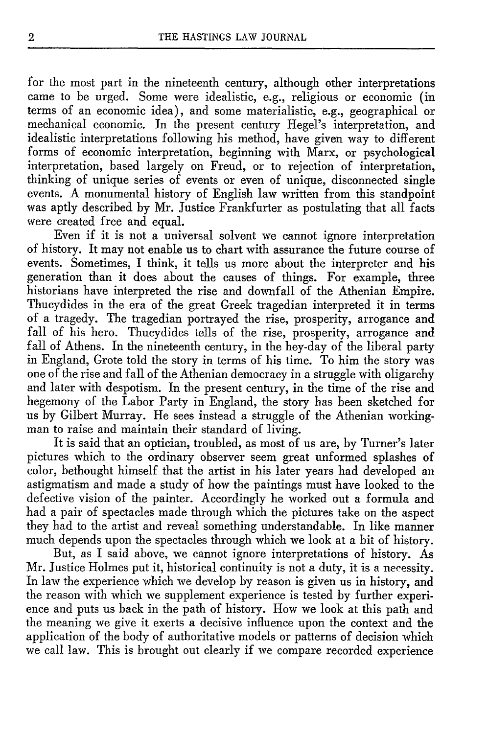for the most part in the nineteenth century, although other interpretations came to be urged. Some were idealistic, e.g., religious or economic (in terms of an economic idea), and some materialistic, e.g., geographical or mechanical economic. In the present century Hegel's interpretation, and idealistic interpretations following his method, have given way to different forms of economic interpretation, beginning with Marx, or psychological interpretation, based largely on Freud, or to rejection of interpretation, thinking of unique series of events or even of unique, disconnected single events. A monumental history of English law written from this standpoint was aptly described by Mr. Justice Frankfurter as postulating that all facts were created free and equal.

Even if it is not a universal solvent we cannot ignore interpretation of history. It may not enable us to chart with assurance the future course of events. Sometimes, I think, it tells us more about the interpreter and his generation than it does about the causes of things. For example, three historians have interpreted the rise and downfall of the Athenian Empire. Thucydides in the era of the great Greek tragedian interpreted it in terms of a tragedy. The tragedian portrayed the rise, prosperity, arrogance and fall of his hero. Thucydides tells of the rise, prosperity, arrogance and fall of Athens. In the nineteenth century, in the hey-day of the liberal party in England, Grote told the story in terms of his time. To him the story was one of the rise and fall of the Athenian democracy in a struggle with oligarchy and later with despotism. In the present century, in the time of the rise and hegemony of the Labor Party in England, the story has been sketched for us by Gilbert Murray. He sees instead a struggle of the Athenian workingman to raise and maintain their standard of living.

It is said that an optician, troubled, as most of us are, by Turner's later pictures which to the ordinary observer seem great unformed splashes of color, bethought himself that the artist in his later years had developed an astigmatism and made a study of how the paintings must have looked to the defective vision of the painter. Accordingly he worked out a formula and had a pair of spectacles made through which the pictures take on the aspect they had to the artist and reveal something understandable. In like manner much depends upon the spectacles through which we look at a bit of history.

But, as I said above, we cannot ignore interpretations of history. As Mr. Justice Holmes put it, historical continuity is not a duty, it is a necessity. In law the experience which we develop by reason is given us in history, and the reason with which we supplement experience is tested by further experience and puts us back in the path of history. How we look at this path and the meaning we give it exerts a decisive influence upon the context and the application of the body of authoritative models or patterns of decision which we call law. This is brought out clearly if we compare recorded experience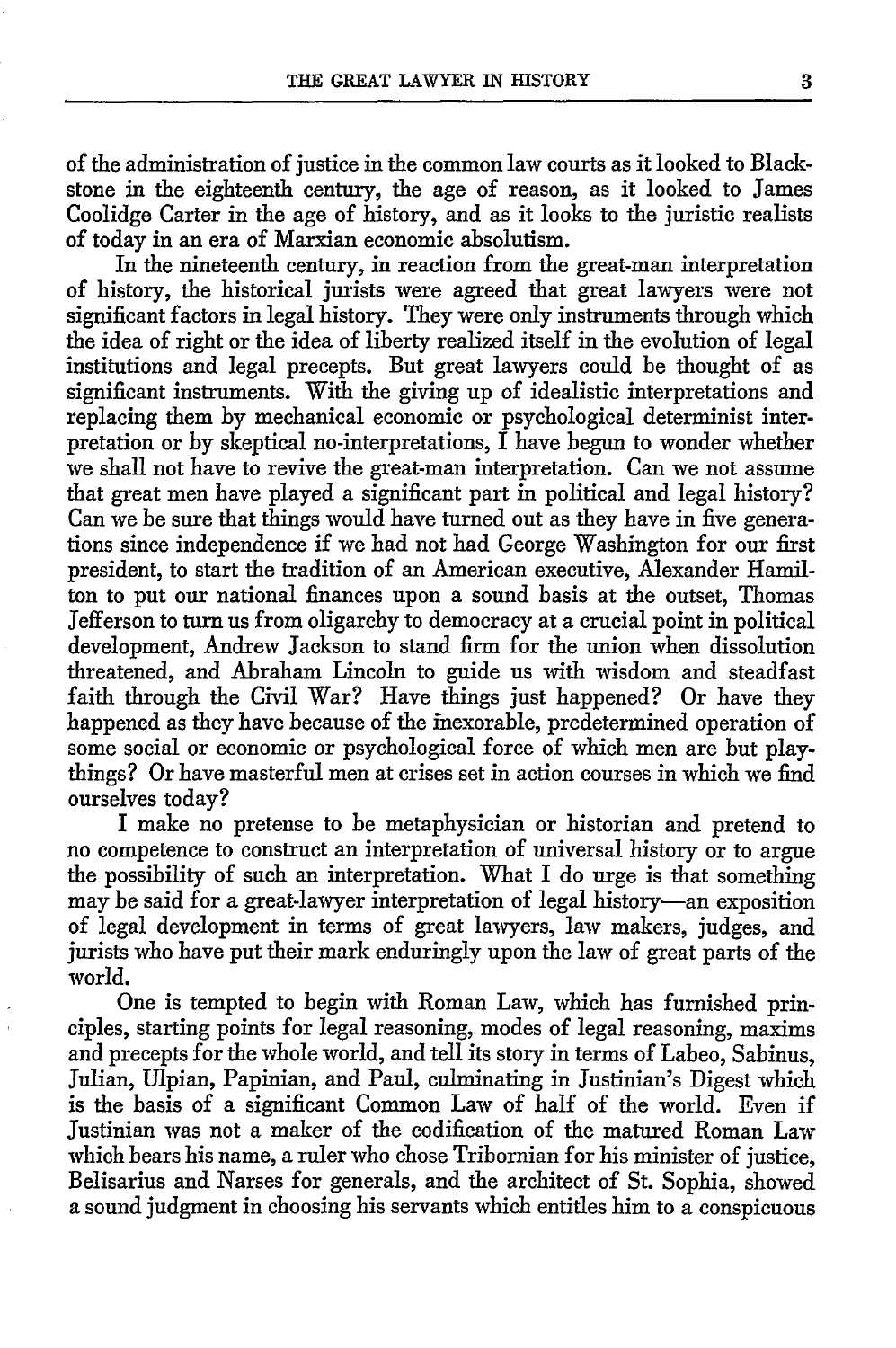of the administration of justice in the common law courts as it looked to Blackstone in the eighteenth century, the age of reason, as it looked to James Coolidge Carter in the age of history, and as it looks to the juristic realists of today in an era of Marxian economic absolutism.

In the nineteenth century, in reaction from the great-man interpretation of history, the historical jurists were agreed that great lawyers were not significant factors in legal history. They were only instruments through which the idea of right or the idea of liberty realized itself in the evolution of legal institutions and legal precepts. But great lawyers could be thought of as significant instruments. With the giving up of idealistic interpretations and replacing them by mechanical economic or psychological determinist interpretation or by skeptical no-interpretations, I have begun to wonder whether we shall not have to revive the great-man interpretation. Can we not assume that great men have played a significant part in political and legal history? Can we be sure that things would have turned out as they have in five generations since independence if we had not had George Washington for our first president, to start the tradition of an American executive, Alexander Hamilton to put our national finances upon a sound basis at the outset, Thomas Jefferson to turn us from oligarchy to democracy at a crucial point in political development, Andrew Jackson to stand firm for the union when dissolution threatened, and Abraham Lincoln to guide us with wisdom and steadfast faith through the Civil War? Have things just happened? Or have they happened as they have because of the inexorable, predetermined operation of some social or economic or psychological force of which men are but playthings? Or have masterful men at crises set in action courses in which we find ourselves today?

I make no pretense to be metaphysician or historian and pretend to no competence to construct an interpretation of universal history or to argue the possibility of such an interpretation. What I do urge is that something may be said for a great-lawyer interpretation of legal history—an exposition of legal development in terms of great lawyers, law makers, judges, and jurists who have put their mark enduringly upon the law of great parts of the world.

One is tempted to begin with Roman Law, which has furnished principles, starting points for legal reasoning, modes of legal reasoning, maxims and precepts for the whole world, and tell its story in terms of Labeo, Sabinus, Julian, Ulpian, Papinian, and Paul, culminating in Justinian's Digest which is the basis of a significant Common Law of half of the world. Even if Justinian was not a maker of the codification of the matured Roman Law which bears his name, a ruler who chose Tribornian for his minister of justice, Belisarius and Narses for generals, and the architect of St. Sophia, showed a sound judgment in choosing his servants which entitles him to a conspicuous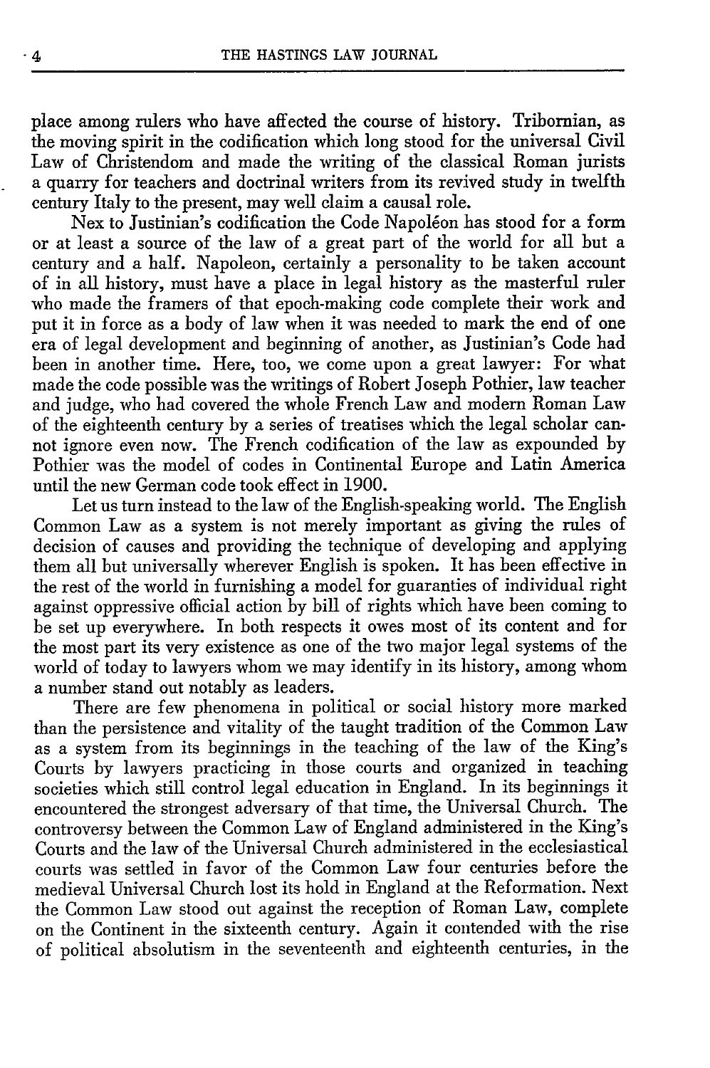place among rulers who have affected the course of history. Tribornian, as the moving spirit in the codification which long stood for the universal Civil Law of Christendom and made the writing of the classical Roman jurists a quarry for teachers and doctrinal writers from its revived study in twelfth century Italy to the present, may well claim a causal role.

Nex to Justinian's codification the Code Napoléon has stood for a form or at least a source of the law of a great part of the world for all but a century and a half. Napoleon, certainly a personality to be taken account of in all history, must have a place in legal history as the masterful ruler who made the framers of that epoch-making code complete their work and put it in force as a body of law when it was needed to mark the end of one era of legal development and beginning of another, as Justinian's Code had been in another time. Here, too, we come upon a great lawyer: For what made the code possible was the writings of Robert Joseph Pothier, law teacher and judge, who had covered the whole French Law and modern Roman Law of the eighteenth century by a series of treatises which the legal scholar cannot ignore even now. The French codification of the law as expounded by Pothier was the model of codes in Continental Europe and Latin America until the new German code took effect in 1900.

Let us turn instead to the law of the English-speaking world. The English Common Law as a system is not merely important as giving the rules of decision of causes and providing the technique of developing and applying them all but universally wherever English is spoken. It has been effective in the rest of the world in furnishing a model for guaranties of individual right against oppressive official action by bill of rights which have been coming to be set up everywhere. In both respects it owes most of its content and for the most part its very existence as one of the two major legal systems of the world of today to lawyers whom we may identify in its history, among whom a number stand out notably as leaders.

There are few phenomena in political or social history more marked than the persistence and vitality of the taught tradition of the Common Law as a system from its beginnings in the teaching of the law of the King's Courts by lawyers practicing in those courts and organized in teaching societies which still control legal education in England. In its beginnings it encountered the strongest adversary of that time, the Universal Church. The controversy between the Common Law of England administered in the King's Courts and the law of the Universal Church administered in the ecclesiastical courts was settled in favor of the Common Law four centuries before the medieval Universal Church lost its hold in England at the Reformation. Next the Common Law stood out against the reception of Roman Law, complete on the Continent in the sixteenth century. Again it contended with the rise of political absolutism in the seventeenth and eighteenth centuries, in the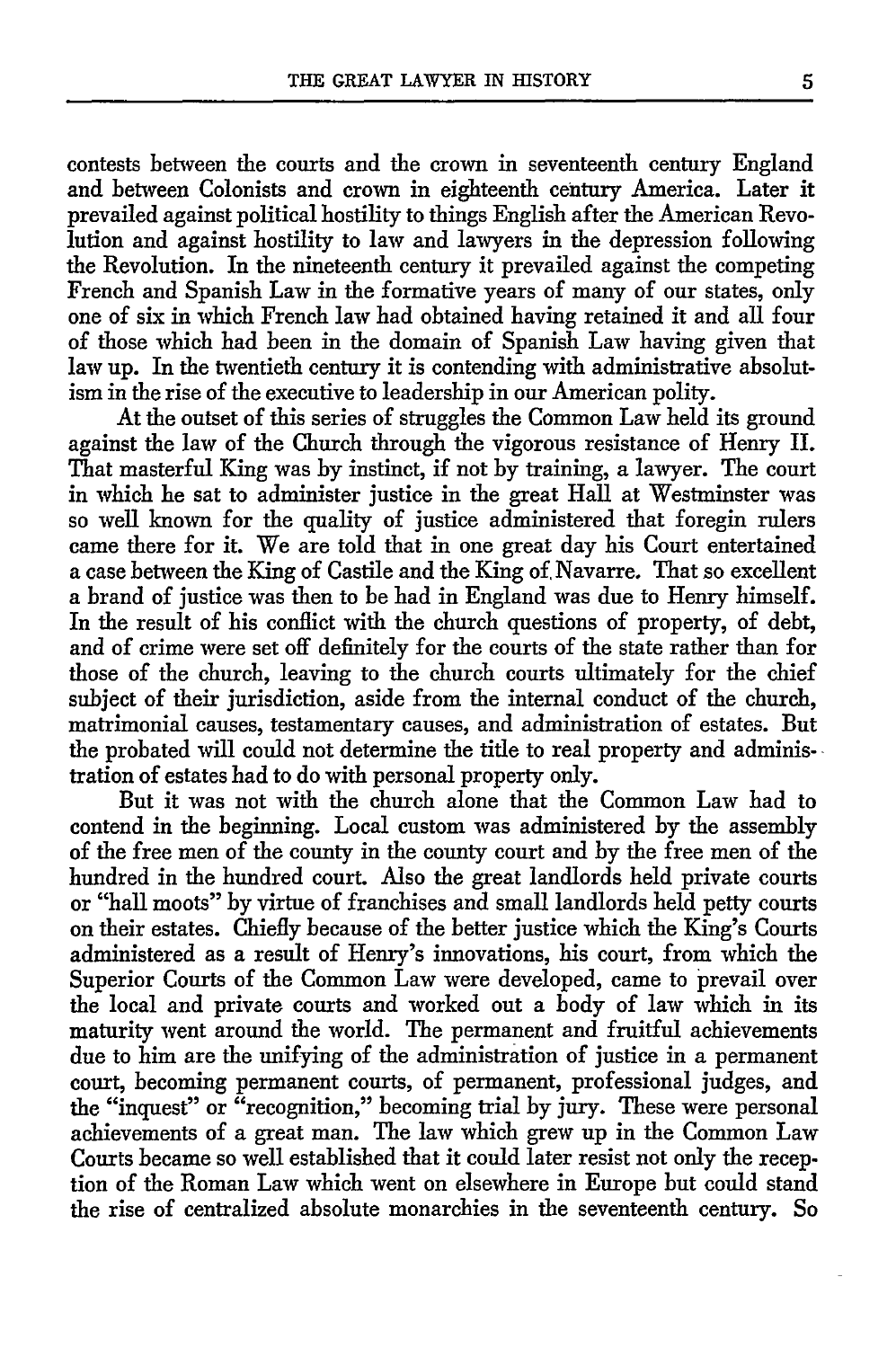contests between the courts and the crown in seventeenth century England and between Colonists and crown in eighteenth century America. Later it prevailed against political hostility to things English after the American Revolution and against hostility to law and lawyers in the depression following the Revolution. In the nineteenth century it prevailed against the competing French and Spanish Law in the formative years of many of our states, only one of six in which French law had obtained having retained it and all four of those which had been in the domain of Spanish Law having given that law up. In the twentieth century it is contending with administrative absolutism in the rise of the executive to leadership in our American polity.

At the outset of this series of struggles the Common Law held its ground against the law of the Church through the vigorous resistance of Henry II. That masterful King was by instinct, if not by training, a lawyer. The court in which he sat to administer justice in the great Hall at Westminster was so well known for the quality of justice administered that foregin rulers came there for it. We are told that in one great day his Court entertained a case between the King of Castile and the King of Navarre. That so excellent a brand of justice was then to be had in England was due to Henry himself. In the result of his conflict with the church questions of property, of debt, and of crime were set off definitely for the courts of the state rather than for those of the church, leaving to the church courts ultimately for the chief subject of their jurisdiction, aside from the internal conduct of the church, matrimonial causes, testamentary causes, and administration of estates. But the probated will could not determine the title to real property and administration of estates had to do with personal property only.

But it was not with the church alone that the Common Law had to contend in the beginning. Local custom was administered by the assembly of the free men of the county in the county court and by the free men of the hundred in the hundred court. Also the great landlords held private courts or "hall moots" by virtue of franchises and small landlords held petty courts on their estates. Chiefly because of the better justice which the King's Courts administered as a result of Henry's innovations, his court, from which the Superior Courts of the Common Law were developed, came to prevail over the local and private courts and worked out a body of law which in its maturity went around the world. The permanent and fruitful achievements due to him are the unifying of the administration of justice in a permanent court, becoming permanent courts, of permanent, professional judges, and the "inquest" or "recognition," becoming trial by jury. These were personal achievements of a great man. The law which grew up in the Common Law Courts became so well established that it could later resist not only the reception of the Roman Law which went on elsewhere in Europe but could stand the rise of centralized absolute monarchies in the seventeenth century. So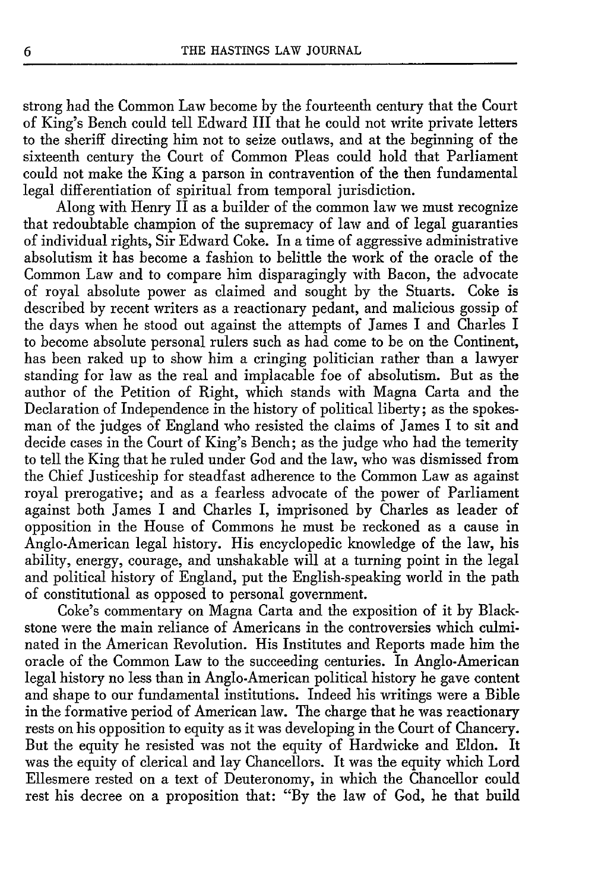strong had the Common Law become by the fourteenth century that the Court of King's Bench could tell Edward III that he could not write private letters to the sheriff directing him not to seize outlaws, and at the beginning of the sixteenth century the Court of Common Pleas could hold that Parliament could not make the King a parson in contravention of the then fundamental legal differentiation of spiritual from temporal jurisdiction.

Along with Henry II as a builder of the common law we must recognize that redoubtable champion of the supremacy of law and of legal guaranties of individual rights, Sir Edward Coke. In a time of aggressive administrative absolutism it has become a fashion to belittle the work of the oracle of the Common Law and to compare him disparagingly with Bacon, the advocate of royal absolute power as claimed and sought by the Stuarts. Coke is described by recent writers as a reactionary pedant, and malicious gossip of the days when he stood out against the attempts of James I and Charles I to become absolute personal rulers such as had come to be on the Continent, has been raked up to show him a cringing politician rather than a lawyer standing for law as the real and implacable foe of absolutism. But as the author of the Petition of Right, which stands with Magna Carta and the Declaration of Independence in the history of political liberty; as the spokesman of the judges of England who resisted the claims of James I to sit and decide cases in the Court of King's Bench; as the judge who had the temerity to tell the King that he ruled under God and the law, who was dismissed from the Chief Justiceship for steadfast adherence to the Common Law as against royal prerogative; and as a fearless advocate of the power of Parliament against both James I and Charles I, imprisoned by Charles as leader of opposition in the House of Commons he must be reckoned as a cause in Anglo-American legal history. His encyclopedic knowledge of the law, his ability, energy, courage, and unshakable will at a turning point in the legal and political history of England, put the English-speaking world in the path of constitutional as opposed to personal government.

Coke's commentary on Magna Carta and the exposition of it by Blackstone were the main reliance of Americans in the controversies which culminated in the American Revolution. His Institutes and Reports made him the oracle of the Common Law to the succeeding centuries. In Anglo-American legal history no less than in Anglo-American political history he gave content and shape to our fundamental institutions. Indeed his writings were a Bible in the formative period of American law. The charge that he was reactionary rests on his opposition to equity as it was developing in the Court of Chancery. But the equity he resisted was not the equity of Hardwicke and Eldon. It was the equity of clerical and lay Chancellors. It was the equity which Lord Ellesmere rested on a text of Deuteronomy, in which the Chancellor could rest his decree on a proposition that: "By the law of God, he that build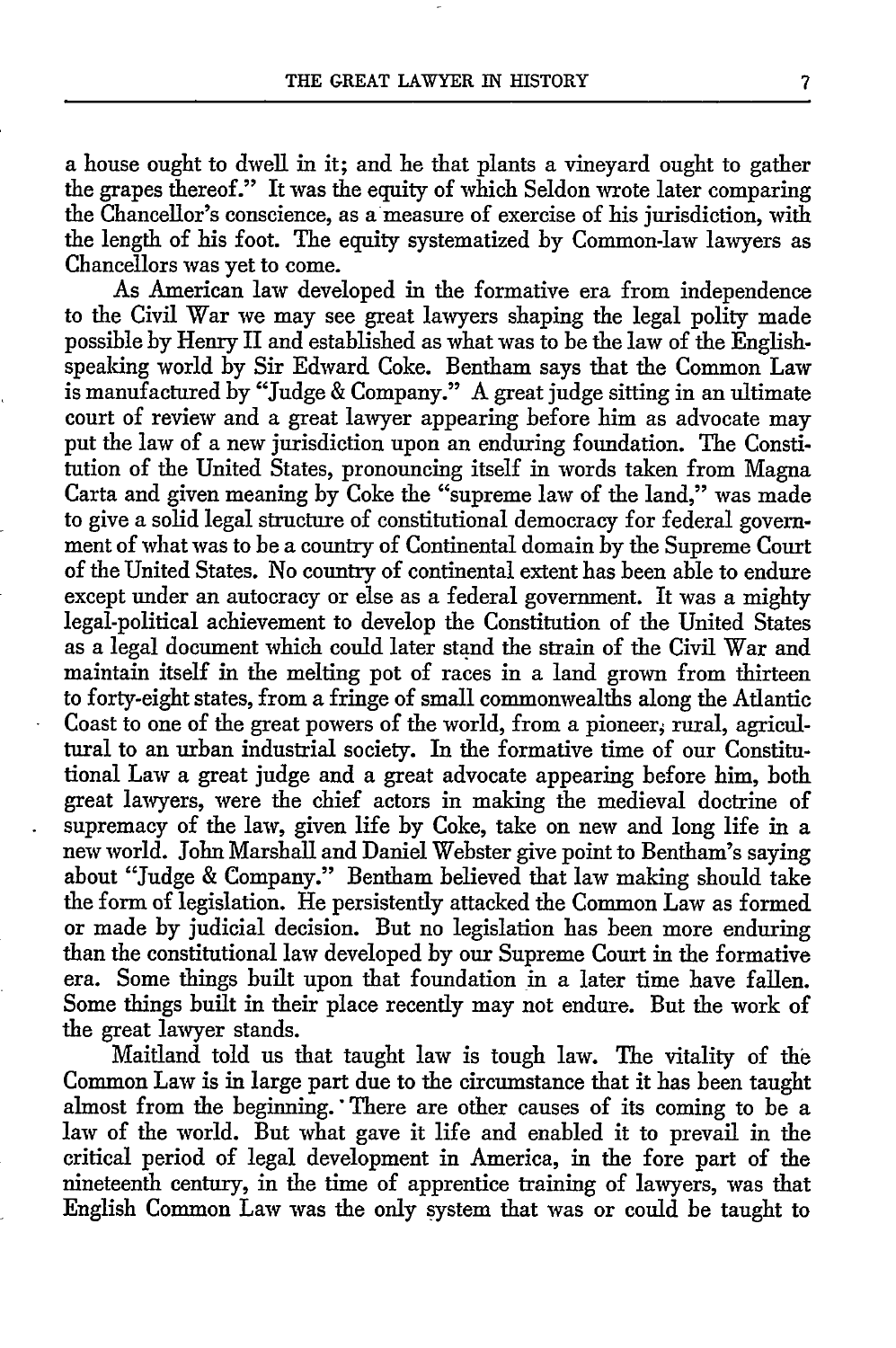a house ought to dwell in it; and he that plants a vineyard ought to gather the grapes thereof." It was the equity of which Seldon wrote later comparing the Chancellor's conscience, as a measure of exercise of his jurisdiction, with the length of his foot. The equity systematized by Common-law lawyers as Chancellors was yet to come.

As American law developed in the formative era from independence to the Civil War we may see great lawyers shaping the legal polity made possible by Henry II and established as what was to be the law of the English-speaking world by Sir Edward Coke. Bentham says that the Common Law is manufactured by "Judge & Company." A great judge sitting in an ultimate court of review and a great lawyer appearing before him as advocate may put the law of a new jurisdiction upon an enduring foundation. The Constitution of the United States, pronouncing itself in words taken from Magna Carta and given meaning by Coke the "supreme law of the land," was made to give a solid legal structure of constitutional democracy for federal government of what was to be a country of Continental domain by the Supreme Court of the United States. No country of continental extent has been able to endure except under an autocracy or else as a federal government. It was a mighty legal-political achievement to develop the Constitution of the United States as a legal document which could later stand the strain of the Civil War and maintain itself in the melting pot of races in a land grown from thirteen to forty-eight states, from a fringe of small commonwealths along the Atlantic Coast to one of the great powers of the world, from a pioneer, rural, agricultural to an urban industrial society. In the formative time of our Constitutional Law a great judge and a great advocate appearing before him, both great lawyers, were the chief actors in making the medieval doctrine of supremacy of the law, given life by Coke, take on new and long life in a new world. John Marshall and Daniel Webster give point to Bentham's saying about "Judge & Company." Bentham believed that law making should take the form of legislation. He persistently attacked the Common Law as formed or made by judicial decision. But no legislation has been more enduring than the constitutional law developed by our Supreme Court in the formative era. Some things built upon that foundation in a later time have fallen. Some things built in their place recently may not endure. But the work of the great lawyer stands.

Maitland told us that taught law is tough law. The vitality of the Common Law is in large part due to the circumstance that it has been taught almost from the beginning. There are other causes of its coming to be a law of the world. But what gave it life and enabled it to prevail in the critical period of legal development in America, in the fore part of the nineteenth century, in the time of apprentice training of lawyers, was that English Common Law was the only system that was or could be taught to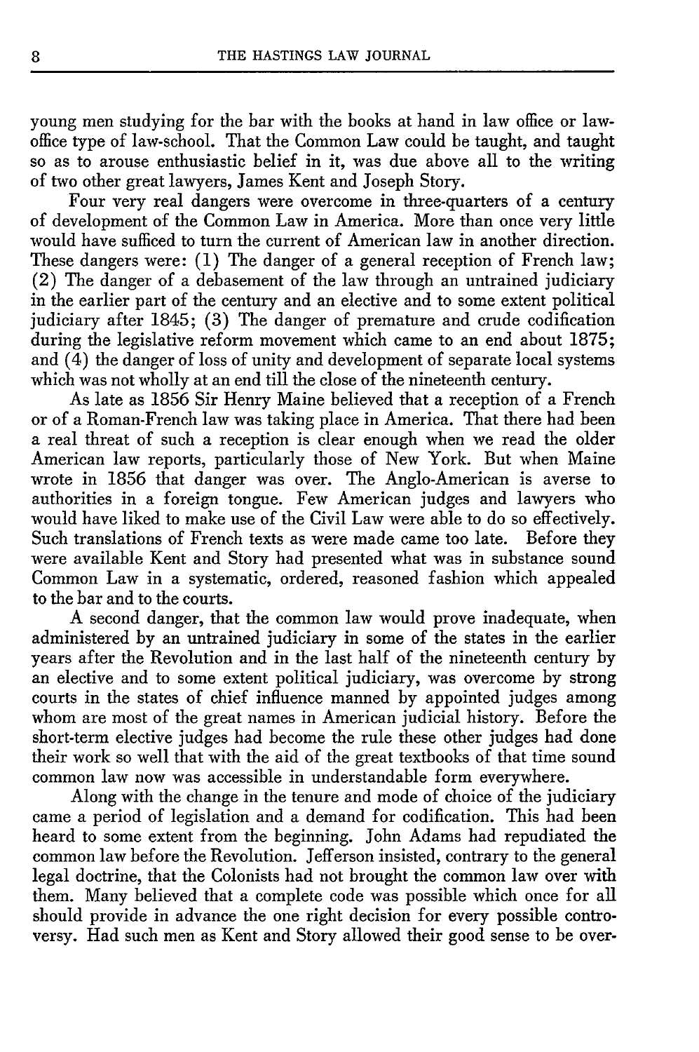young men studying for the bar with the books at hand in law office or law-office type of law-school. That the Common Law could be taught, and taught so as to arouse enthusiastic belief in it, was due above all to the writing of two other great lawyers, James Kent and Joseph Story.

Four very real dangers were overcome in three-quarters of a century of development of the Common Law in America. More than once very little would have sufficed to turn the current of American law in another direction. These dangers were: (1) The danger of a general reception of French law; (2) The danger of a debasement of the law through an untrained judiciary in the earlier part of the century and an elective and to some extent political judiciary after 1845; (3) The danger of premature and crude codification during the legislative reform movement which came to an end about 1875; and (4) the danger of loss of unity and development of separate local systems which was not wholly at an end till the close of the nineteenth century.

As late as 1856 Sir Henry Maine believed that a reception of a French or of a Roman-French law was taking place in America. That there had been a real threat of such a reception is clear enough when we read the older American law reports, particularly those of New York. But when Maine wrote in 1856 that danger was over. The Anglo-American is averse to authorities in a foreign tongue. Few American judges and lawyers who would have liked to make use of the Civil Law were able to do so effectively. Such translations of French texts as were made came too late. Before they were available Kent and Story had presented what was in substance sound Common Law in a systematic, ordered, reasoned fashion which appealed to the bar and to the courts.

A second danger, that the common law would prove inadequate, when administered by an untrained judiciary in some of the states in the earlier years after the Revolution and in the last half of the nineteenth century by an elective and to some extent political judiciary, was overcome by strong courts in the states of chief influence manned by appointed judges among whom are most of the great names in American judicial history. Before the short-term elective judges had become the rule these other judges had done their work so well that with the aid of the great textbooks of that time sound common law now was accessible in understandable form everywhere.

Along with the change in the tenure and mode of choice of the judiciary came a period of legislation and a demand for codification. This had been heard to some extent from the beginning. John Adams had repudiated the common law before the Revolution. Jefferson insisted, contrary to the general legal doctrine, that the Colonists had not brought the common law over with them. Many believed that a complete code was possible which once for all should provide in advance the one right decision for every possible controversy. Had such men as Kent and Story allowed their good sense to be over-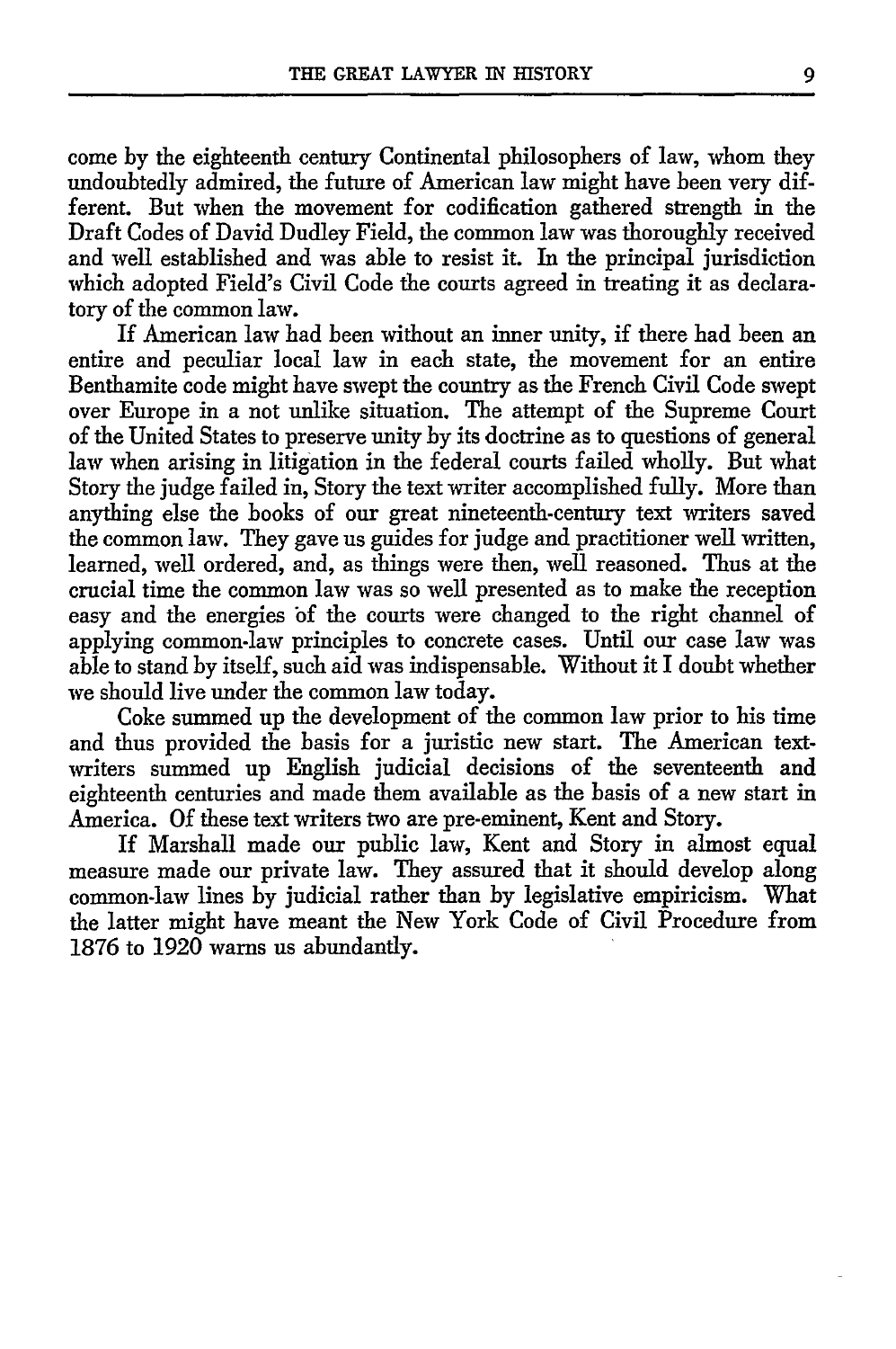come by the eighteenth century Continental philosophers of law, whom they undoubtedly admired, the future of American law might have been very different. But when the movement for codification gathered strength in the Draft Codes of David Dudley Field, the common law was thoroughly received and well established and was able to resist it. In the principal jurisdiction which adopted Field's Civil Code the courts agreed in treating it as declaratory of the common law.

If American law had been without an inner unity, if there had been an entire and peculiar local law in each state, the movement for an entire Benthamite code might have swept the country as the French Civil Code swept over Europe in a not unlike situation. The attempt of the Supreme Court of the United States to preserve unity by its doctrine as to questions of general law when arising in litigation in the federal courts failed wholly. But what Story the judge failed in, Story the text writer accomplished fully. More than anything else the books of our great nineteenth-century text writers saved the common law. They gave us guides for judge and practitioner well written, learned, well ordered, and, as things were then, well reasoned. Thus at the crucial time the common law was so well presented as to make the reception easy and the energies of the courts were changed to the right channel of applying common-law principles to concrete cases. Until our case law was able to stand by itself, such aid was indispensable. Without it I doubt whether we should live under the common law today.

Coke summed up the development of the common law prior to his time and thus provided the basis for a juristic new start. The American text-writers summed up English judicial decisions of the seventeenth and eighteenth centuries and made them available as the basis of a new start in America. Of these text writers two are pre-eminent, Kent and Story.

If Marshall made our public law, Kent and Story in almost equal measure made our private law. They assured that it should develop along common-law lines by judicial rather than by legislative empiricism. What the latter might have meant the New York Code of Civil Procedure from 1876 to 1920 warns us abundantly.